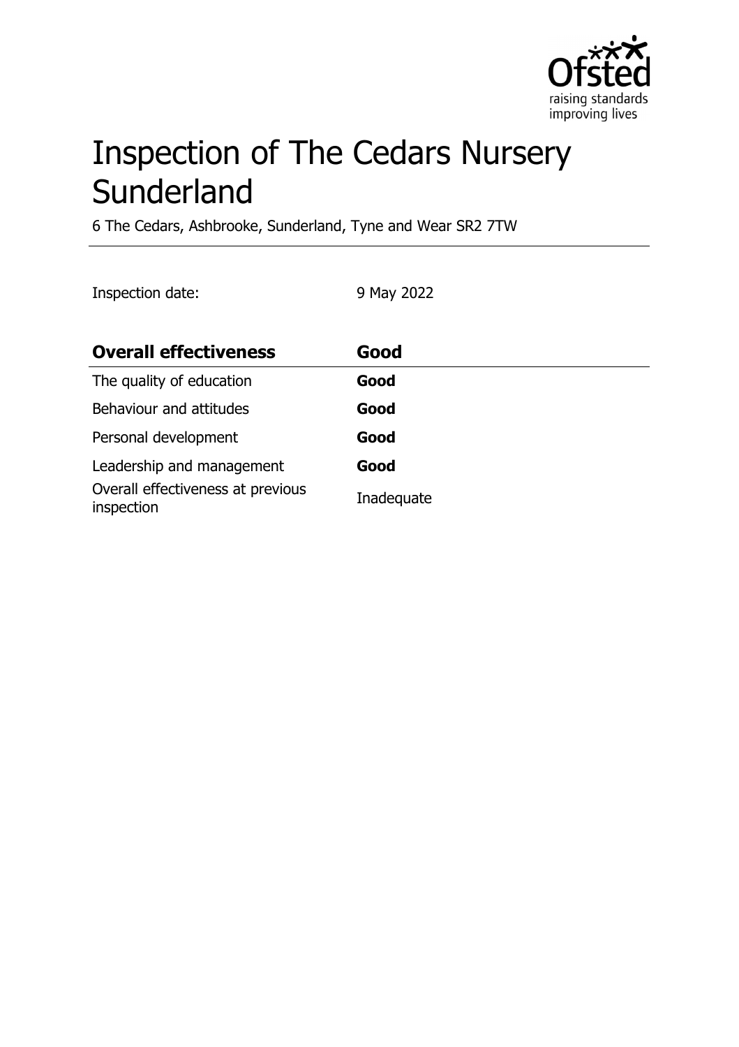# Inspection of The Cedars Nursery Sunderland

6 The Cedars, Ashbrooke, Sunderland, Tyne and Wear SR2 7TW

Inspection date: 9 May 2022

| **Overall effectiveness** | **Good** |
|---|---|
| The quality of education | **Good** |
| Behaviour and attitudes | **Good** |
| Personal development | **Good** |
| Leadership and management | **Good** |
| Overall effectiveness at previous inspection | Inadequate |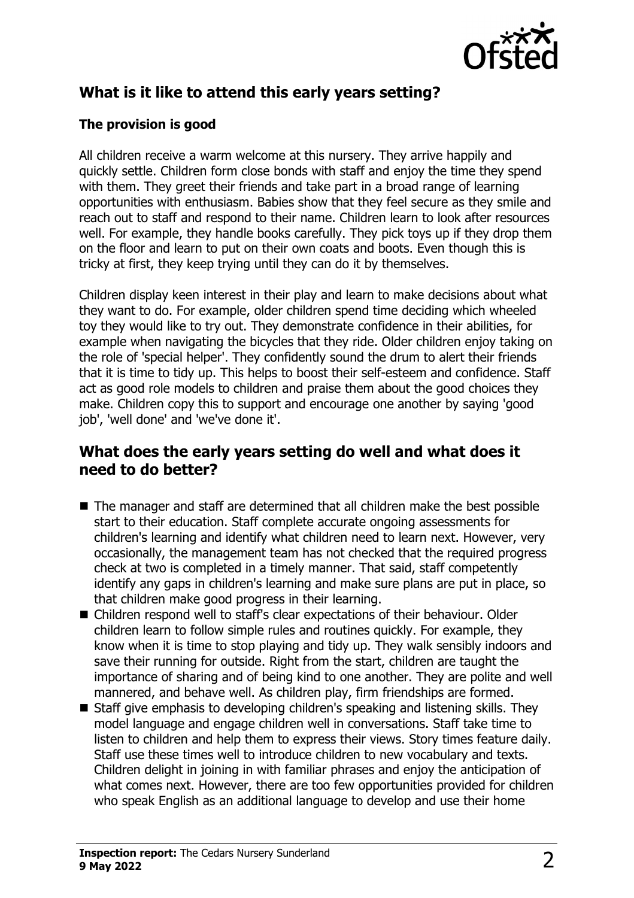## What is it like to attend this early years setting?

### The provision is good

All children receive a warm welcome at this nursery. They arrive happily and quickly settle. Children form close bonds with staff and enjoy the time they spend with them. They greet their friends and take part in a broad range of learning opportunities with enthusiasm. Babies show that they feel secure as they smile and reach out to staff and respond to their name. Children learn to look after resources well. For example, they handle books carefully. They pick toys up if they drop them on the floor and learn to put on their own coats and boots. Even though this is tricky at first, they keep trying until they can do it by themselves.

Children display keen interest in their play and learn to make decisions about what they want to do. For example, older children spend time deciding which wheeled toy they would like to try out. They demonstrate confidence in their abilities, for example when navigating the bicycles that they ride. Older children enjoy taking on the role of 'special helper'. They confidently sound the drum to alert their friends that it is time to tidy up. This helps to boost their self-esteem and confidence. Staff act as good role models to children and praise them about the good choices they make. Children copy this to support and encourage one another by saying 'good job', 'well done' and 'we've done it'.

## What does the early years setting do well and what does it need to do better?

- The manager and staff are determined that all children make the best possible start to their education. Staff complete accurate ongoing assessments for children's learning and identify what children need to learn next. However, very occasionally, the management team has not checked that the required progress check at two is completed in a timely manner. That said, staff competently identify any gaps in children's learning and make sure plans are put in place, so that children make good progress in their learning.
- Children respond well to staff's clear expectations of their behaviour. Older children learn to follow simple rules and routines quickly. For example, they know when it is time to stop playing and tidy up. They walk sensibly indoors and save their running for outside. Right from the start, children are taught the importance of sharing and of being kind to one another. They are polite and well mannered, and behave well. As children play, firm friendships are formed.
- Staff give emphasis to developing children's speaking and listening skills. They model language and engage children well in conversations. Staff take time to listen to children and help them to express their views. Story times feature daily. Staff use these times well to introduce children to new vocabulary and texts. Children delight in joining in with familiar phrases and enjoy the anticipation of what comes next. However, there are too few opportunities provided for children who speak English as an additional language to develop and use their home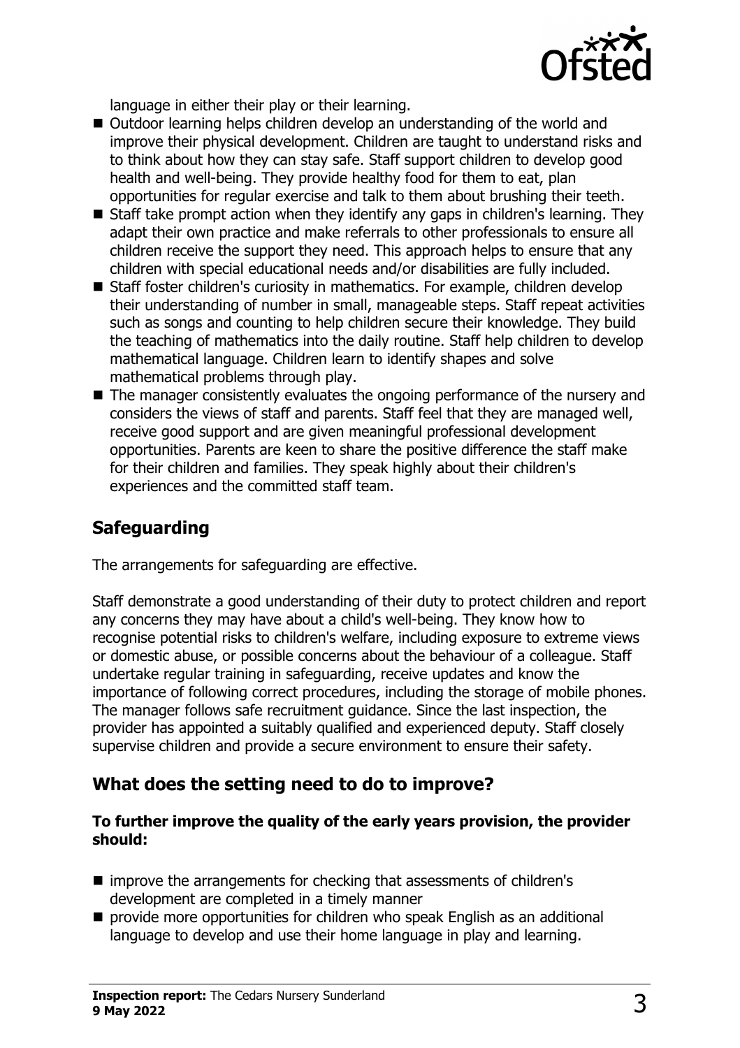language in either their play or their learning.

- Outdoor learning helps children develop an understanding of the world and improve their physical development. Children are taught to understand risks and to think about how they can stay safe. Staff support children to develop good health and well-being. They provide healthy food for them to eat, plan opportunities for regular exercise and talk to them about brushing their teeth.
- Staff take prompt action when they identify any gaps in children's learning. They adapt their own practice and make referrals to other professionals to ensure all children receive the support they need. This approach helps to ensure that any children with special educational needs and/or disabilities are fully included.
- Staff foster children's curiosity in mathematics. For example, children develop their understanding of number in small, manageable steps. Staff repeat activities such as songs and counting to help children secure their knowledge. They build the teaching of mathematics into the daily routine. Staff help children to develop mathematical language. Children learn to identify shapes and solve mathematical problems through play.
- The manager consistently evaluates the ongoing performance of the nursery and considers the views of staff and parents. Staff feel that they are managed well, receive good support and are given meaningful professional development opportunities. Parents are keen to share the positive difference the staff make for their children and families. They speak highly about their children's experiences and the committed staff team.

## Safeguarding

The arrangements for safeguarding are effective.

Staff demonstrate a good understanding of their duty to protect children and report any concerns they may have about a child's well-being. They know how to recognise potential risks to children's welfare, including exposure to extreme views or domestic abuse, or possible concerns about the behaviour of a colleague. Staff undertake regular training in safeguarding, receive updates and know the importance of following correct procedures, including the storage of mobile phones. The manager follows safe recruitment guidance. Since the last inspection, the provider has appointed a suitably qualified and experienced deputy. Staff closely supervise children and provide a secure environment to ensure their safety.

## What does the setting need to do to improve?

**To further improve the quality of the early years provision, the provider should:**

- improve the arrangements for checking that assessments of children's development are completed in a timely manner
- provide more opportunities for children who speak English as an additional language to develop and use their home language in play and learning.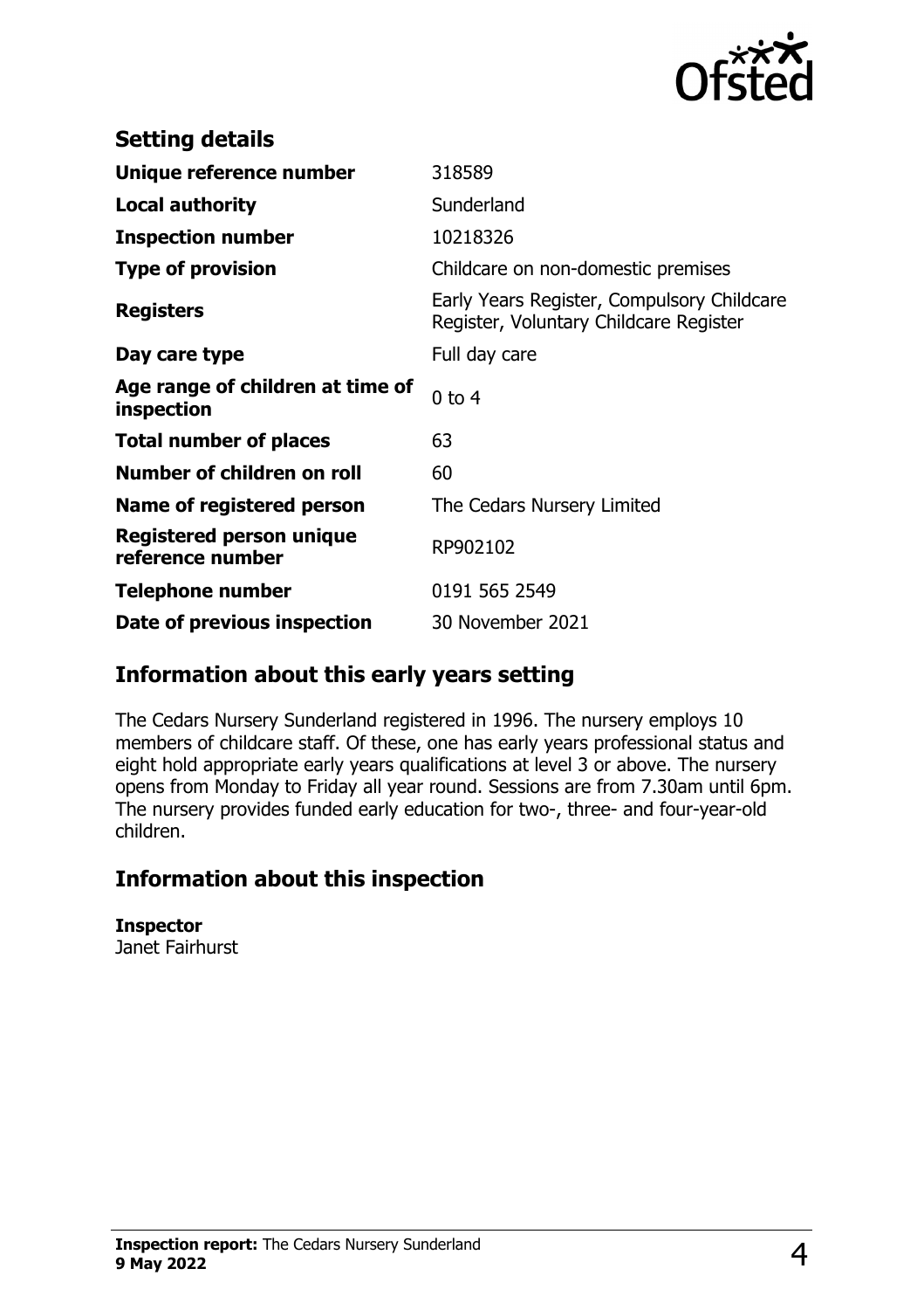## Setting details

| | |
|---|---|
| **Unique reference number** | 318589 |
| **Local authority** | Sunderland |
| **Inspection number** | 10218326 |
| **Type of provision** | Childcare on non-domestic premises |
| **Registers** | Early Years Register, Compulsory Childcare Register, Voluntary Childcare Register |
| **Day care type** | Full day care |
| **Age range of children at time of inspection** | 0 to 4 |
| **Total number of places** | 63 |
| **Number of children on roll** | 60 |
| **Name of registered person** | The Cedars Nursery Limited |
| **Registered person unique reference number** | RP902102 |
| **Telephone number** | 0191 565 2549 |
| **Date of previous inspection** | 30 November 2021 |

## Information about this early years setting

The Cedars Nursery Sunderland registered in 1996. The nursery employs 10 members of childcare staff. Of these, one has early years professional status and eight hold appropriate early years qualifications at level 3 or above. The nursery opens from Monday to Friday all year round. Sessions are from 7.30am until 6pm. The nursery provides funded early education for two-, three- and four-year-old children.

## Information about this inspection

**Inspector**
Janet Fairhurst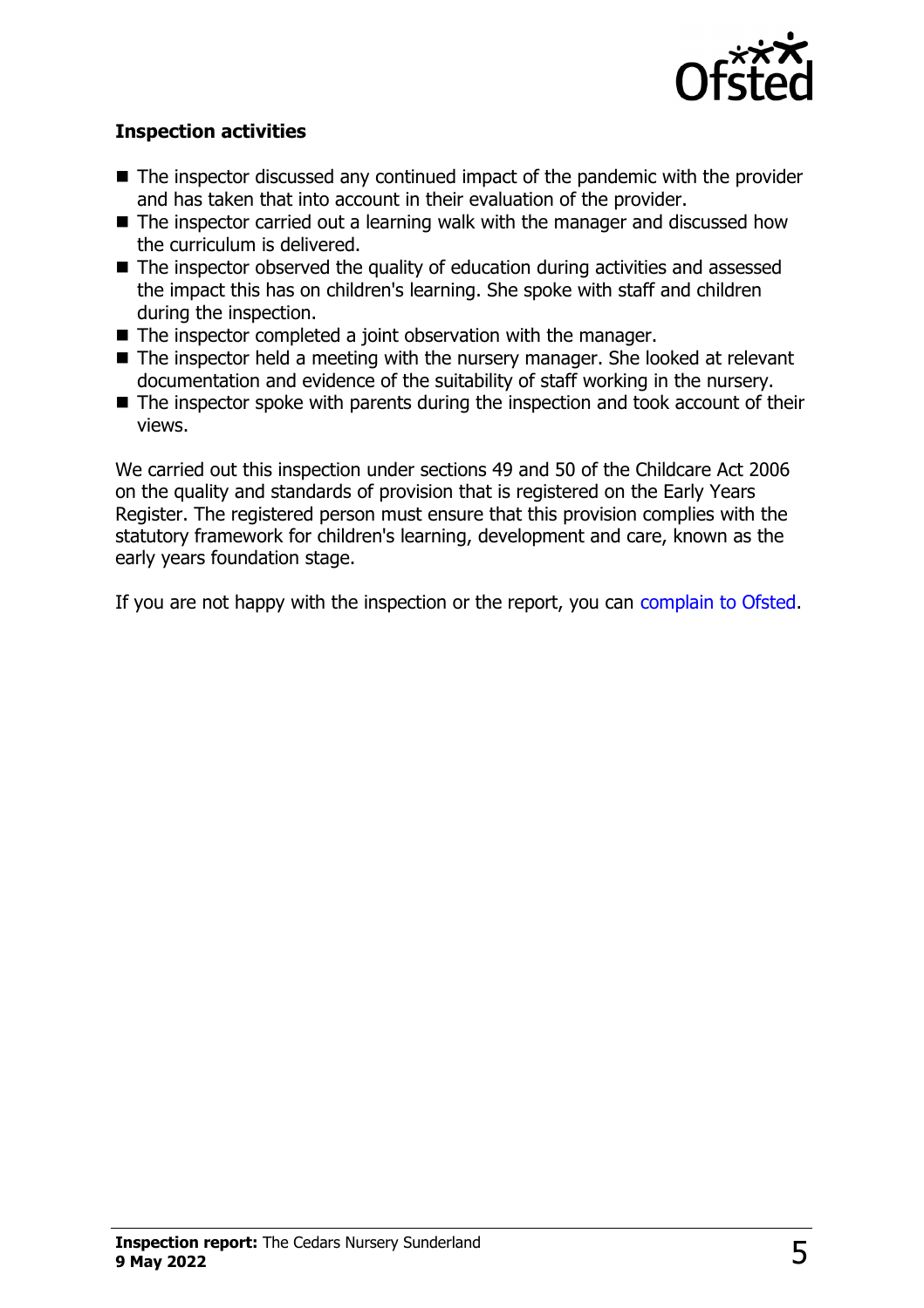### Inspection activities

- The inspector discussed any continued impact of the pandemic with the provider and has taken that into account in their evaluation of the provider.
- The inspector carried out a learning walk with the manager and discussed how the curriculum is delivered.
- The inspector observed the quality of education during activities and assessed the impact this has on children's learning. She spoke with staff and children during the inspection.
- The inspector completed a joint observation with the manager.
- The inspector held a meeting with the nursery manager. She looked at relevant documentation and evidence of the suitability of staff working in the nursery.
- The inspector spoke with parents during the inspection and took account of their views.

We carried out this inspection under sections 49 and 50 of the Childcare Act 2006 on the quality and standards of provision that is registered on the Early Years Register. The registered person must ensure that this provision complies with the statutory framework for children's learning, development and care, known as the early years foundation stage.

If you are not happy with the inspection or the report, you can complain to Ofsted.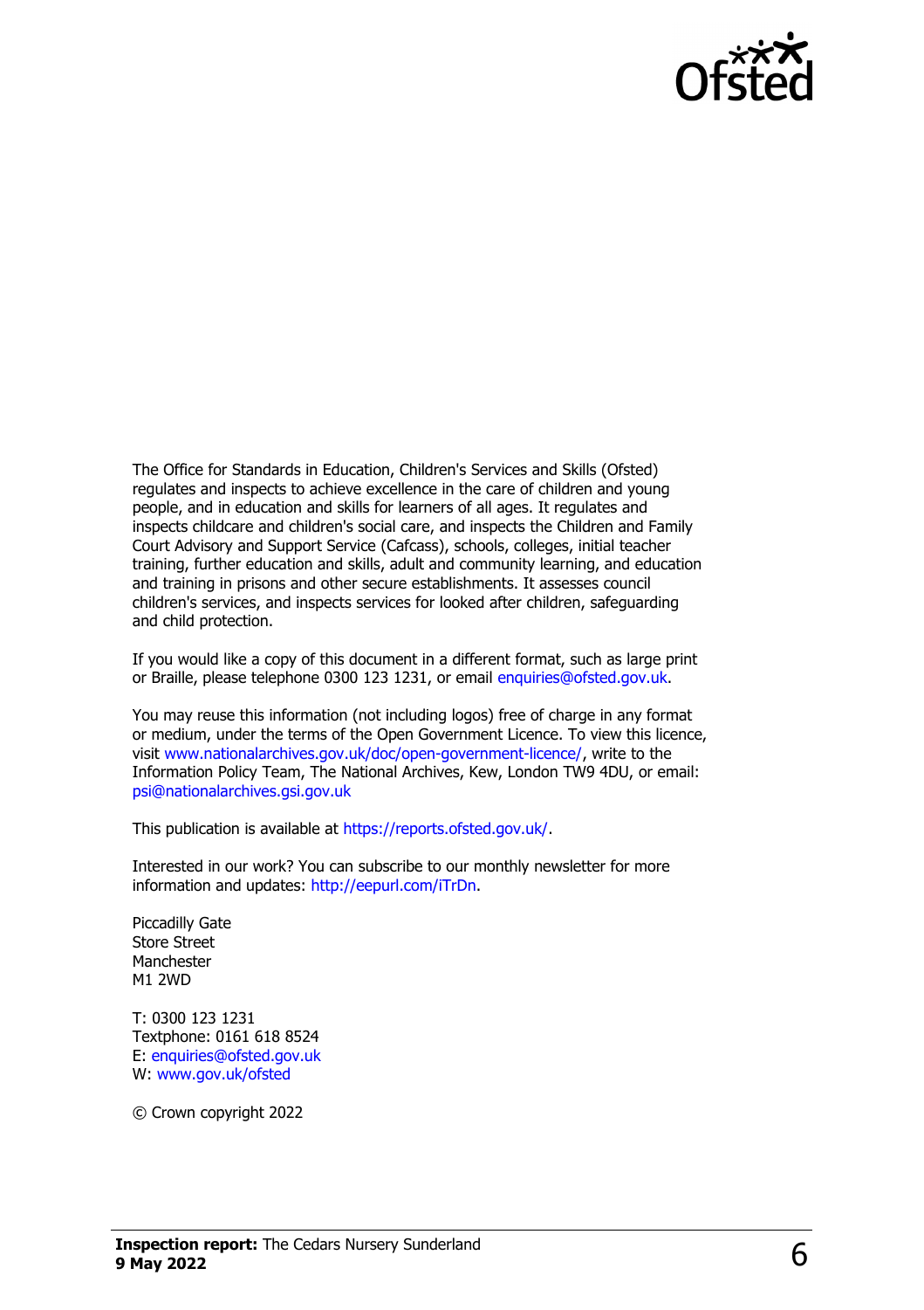The Office for Standards in Education, Children's Services and Skills (Ofsted) regulates and inspects to achieve excellence in the care of children and young people, and in education and skills for learners of all ages. It regulates and inspects childcare and children's social care, and inspects the Children and Family Court Advisory and Support Service (Cafcass), schools, colleges, initial teacher training, further education and skills, adult and community learning, and education and training in prisons and other secure establishments. It assesses council children's services, and inspects services for looked after children, safeguarding and child protection.

If you would like a copy of this document in a different format, such as large print or Braille, please telephone 0300 123 1231, or email enquiries@ofsted.gov.uk.

You may reuse this information (not including logos) free of charge in any format or medium, under the terms of the Open Government Licence. To view this licence, visit www.nationalarchives.gov.uk/doc/open-government-licence/, write to the Information Policy Team, The National Archives, Kew, London TW9 4DU, or email: psi@nationalarchives.gsi.gov.uk

This publication is available at https://reports.ofsted.gov.uk/.

Interested in our work? You can subscribe to our monthly newsletter for more information and updates: http://eepurl.com/iTrDn.

Piccadilly Gate
Store Street
Manchester
M1 2WD

T: 0300 123 1231
Textphone: 0161 618 8524
E: enquiries@ofsted.gov.uk
W: www.gov.uk/ofsted

© Crown copyright 2022